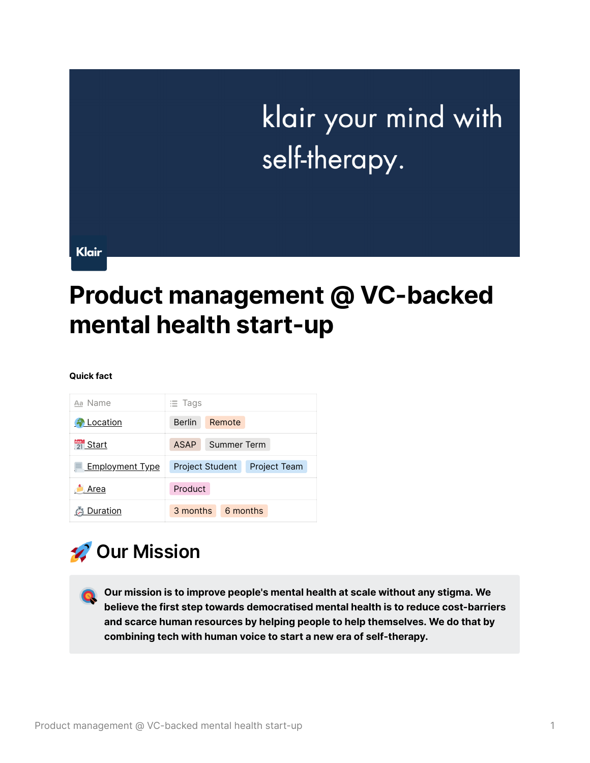klair your mind with self-therapy.

Klair

# Product management @ VC-backed mental health start-up

**Quick fact**

| Name | Tags |
| --- | --- |
| Location | Berlin, Remote |
| Start | ASAP, Summer Term |
| Employment Type | Project Student, Project Team |
| Area | Product |
| Duration | 3 months, 6 months |

## 🚀 Our Mission

**Our mission is to improve people's mental health at scale without any stigma. We believe the first step towards democratised mental health is to reduce cost-barriers and scarce human resources by helping people to help themselves. We do that by combining tech with human voice to start a new era of self-therapy.**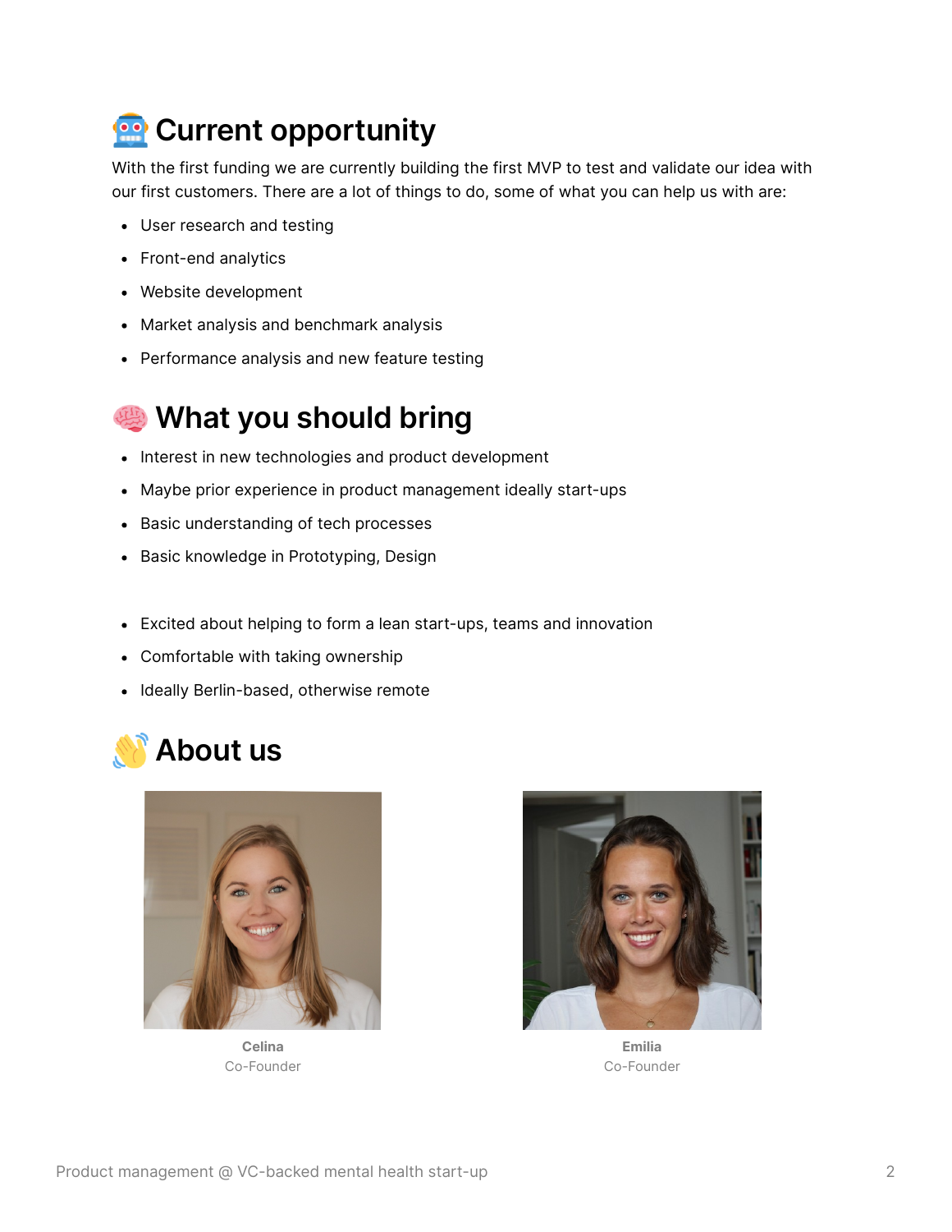# 🤖 Current opportunity

With the first funding we are currently building the first MVP to test and validate our idea with our first customers. There are a lot of things to do, some of what you can help us with are:

- User research and testing
- Front-end analytics
- Website development
- Market analysis and benchmark analysis
- Performance analysis and new feature testing

# 🧠 What you should bring

- Interest in new technologies and product development
- Maybe prior experience in product management ideally start-ups
- Basic understanding of tech processes
- Basic knowledge in Prototyping, Design

- Excited about helping to form a lean start-ups, teams and innovation
- Comfortable with taking ownership
- Ideally Berlin-based, otherwise remote

# 👋 About us

**Celina**
Co-Founder

**Emilia**
Co-Founder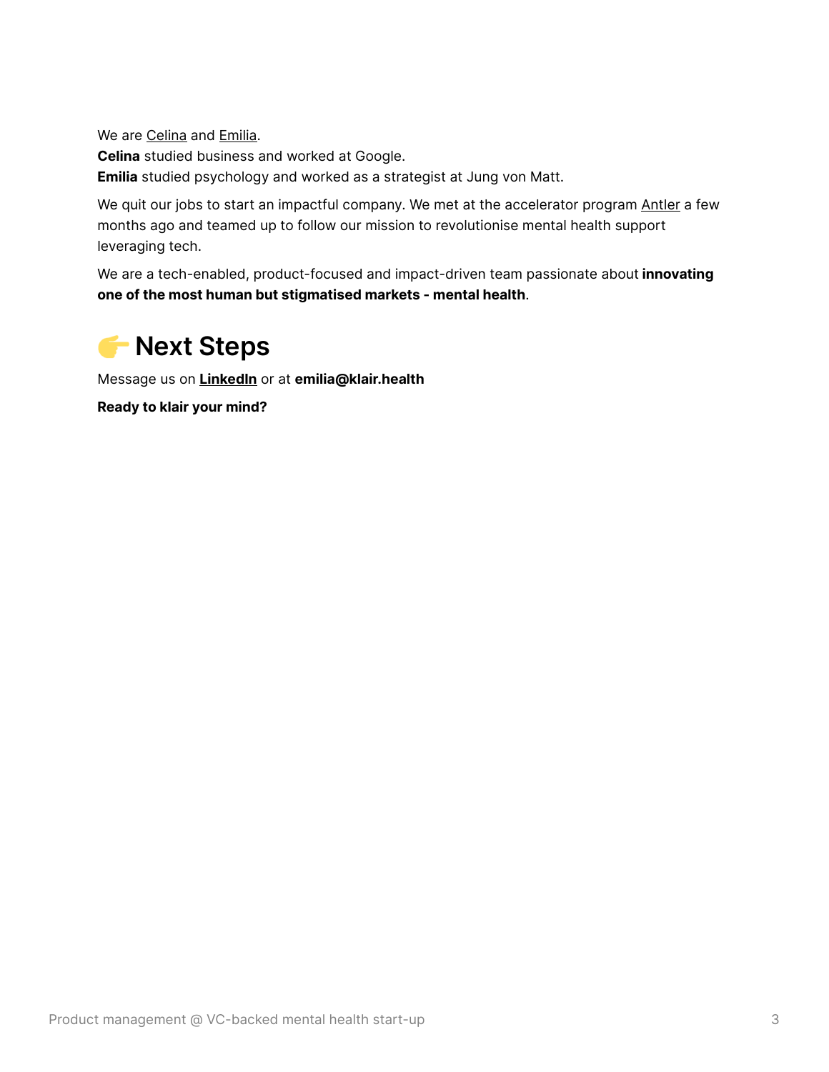We are Celina and Emilia.
**Celina** studied business and worked at Google.
**Emilia** studied psychology and worked as a strategist at Jung von Matt.

We quit our jobs to start an impactful company. We met at the accelerator program Antler a few months ago and teamed up to follow our mission to revolutionise mental health support leveraging tech.

We are a tech-enabled, product-focused and impact-driven team passionate about **innovating one of the most human but stigmatised markets - mental health**.

## 👉 Next Steps

Message us on **LinkedIn** or at **emilia@klair.health**

**Ready to klair your mind?**